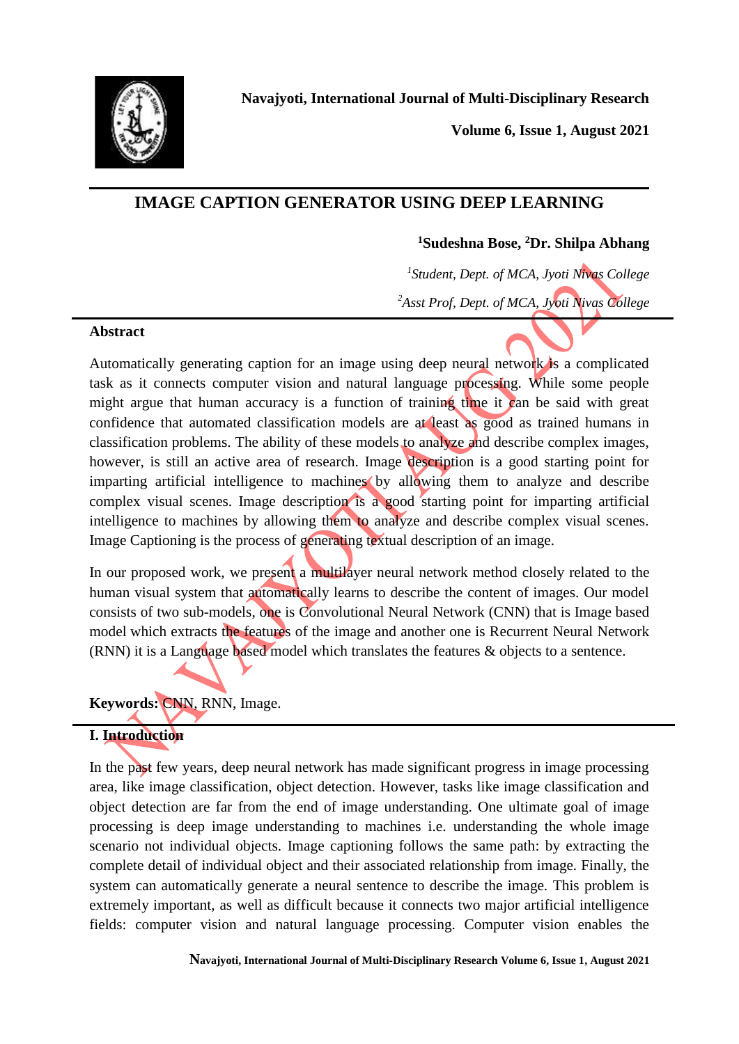# IMAGE CAPTION GENERATOR USING DEEP LEARNING

**[1]Sudeshna Bose, [2]Dr. Shilpa Abhang**

*[1]Student, Dept. of MCA, Jyoti Nivas College*

*[2]Asst Prof, Dept. of MCA, Jyoti Nivas College*

## Abstract

Automatically generating caption for an image using deep neural network is a complicated task as it connects computer vision and natural language processing. While some people might argue that human accuracy is a function of training time it can be said with great confidence that automated classification models are at least as good as trained humans in classification problems. The ability of these models to analyze and describe complex images, however, is still an active area of research. Image description is a good starting point for imparting artificial intelligence to machines by allowing them to analyze and describe complex visual scenes. Image description is a good starting point for imparting artificial intelligence to machines by allowing them to analyze and describe complex visual scenes. Image Captioning is the process of generating textual description of an image.

In our proposed work, we present a multilayer neural network method closely related to the human visual system that automatically learns to describe the content of images. Our model consists of two sub-models, one is Convolutional Neural Network (CNN) that is Image based model which extracts the features of the image and another one is Recurrent Neural Network (RNN) it is a Language based model which translates the features & objects to a sentence.

**Keywords:** CNN, RNN, Image.

## I. Introduction

In the past few years, deep neural network has made significant progress in image processing area, like image classification, object detection. However, tasks like image classification and object detection are far from the end of image understanding. One ultimate goal of image processing is deep image understanding to machines i.e. understanding the whole image scenario not individual objects. Image captioning follows the same path: by extracting the complete detail of individual object and their associated relationship from image. Finally, the system can automatically generate a neural sentence to describe the image. This problem is extremely important, as well as difficult because it connects two major artificial intelligence fields: computer vision and natural language processing. Computer vision enables the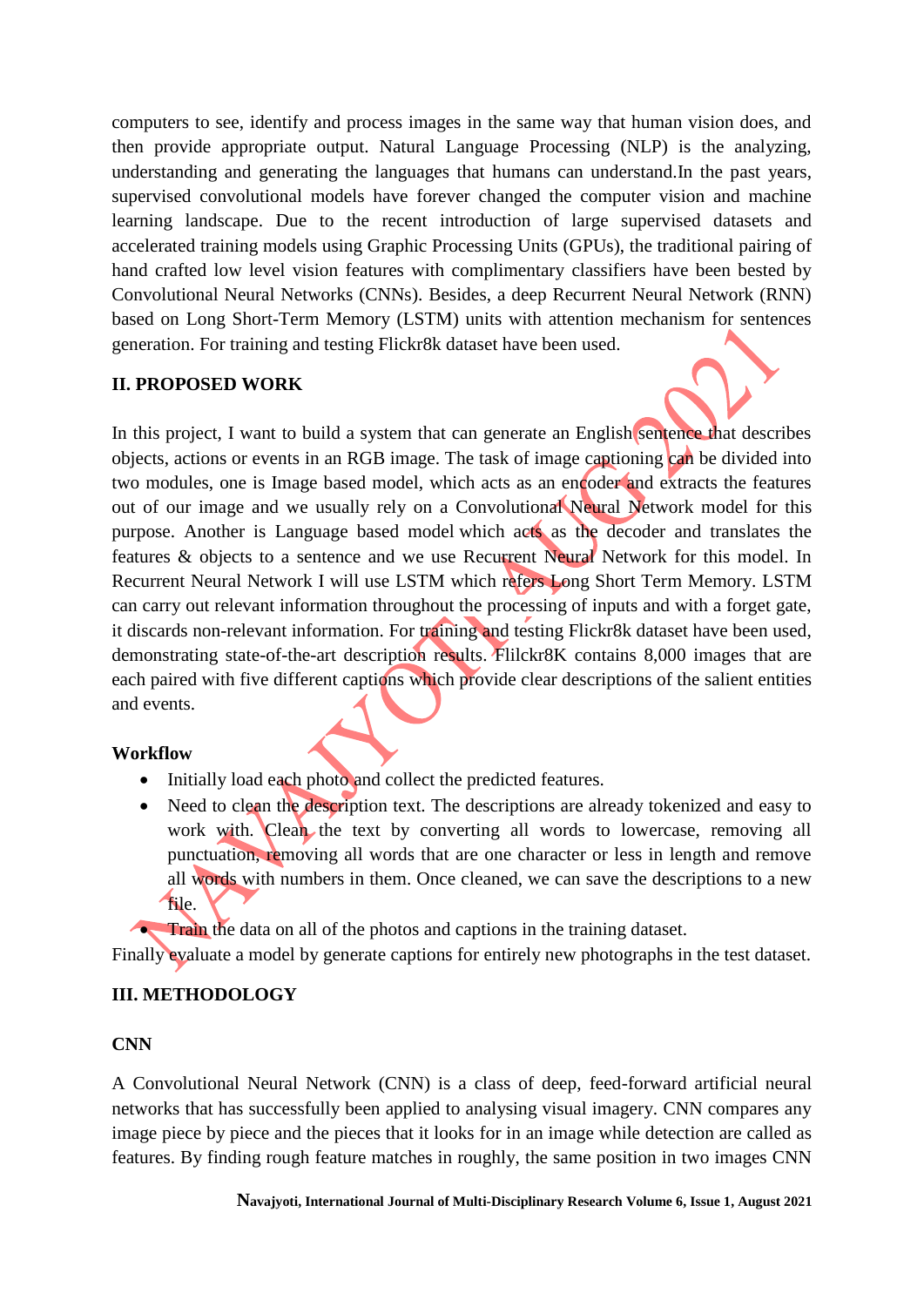computers to see, identify and process images in the same way that human vision does, and then provide appropriate output. Natural Language Processing (NLP) is the analyzing, understanding and generating the languages that humans can understand.In the past years, supervised convolutional models have forever changed the computer vision and machine learning landscape. Due to the recent introduction of large supervised datasets and accelerated training models using Graphic Processing Units (GPUs), the traditional pairing of hand crafted low level vision features with complimentary classifiers have been bested by Convolutional Neural Networks (CNNs). Besides, a deep Recurrent Neural Network (RNN) based on Long Short-Term Memory (LSTM) units with attention mechanism for sentences generation. For training and testing Flickr8k dataset have been used.

## II. PROPOSED WORK

In this project, I want to build a system that can generate an English sentence that describes objects, actions or events in an RGB image. The task of image captioning can be divided into two modules, one is Image based model, which acts as an encoder and extracts the features out of our image and we usually rely on a Convolutional Neural Network model for this purpose. Another is Language based model which acts as the decoder and translates the features & objects to a sentence and we use Recurrent Neural Network for this model. In Recurrent Neural Network I will use LSTM which refers Long Short Term Memory. LSTM can carry out relevant information throughout the processing of inputs and with a forget gate, it discards non-relevant information. For training and testing Flickr8k dataset have been used, demonstrating state-of-the-art description results. Flilckr8K contains 8,000 images that are each paired with five different captions which provide clear descriptions of the salient entities and events.

### Workflow

- Initially load each photo and collect the predicted features.
- Need to clean the description text. The descriptions are already tokenized and easy to work with. Clean the text by converting all words to lowercase, removing all punctuation, removing all words that are one character or less in length and remove all words with numbers in them. Once cleaned, we can save the descriptions to a new file.
- Train the data on all of the photos and captions in the training dataset.

Finally evaluate a model by generate captions for entirely new photographs in the test dataset.

## III. METHODOLOGY

### CNN

A Convolutional Neural Network (CNN) is a class of deep, feed-forward artificial neural networks that has successfully been applied to analysing visual imagery. CNN compares any image piece by piece and the pieces that it looks for in an image while detection are called as features. By finding rough feature matches in roughly, the same position in two images CNN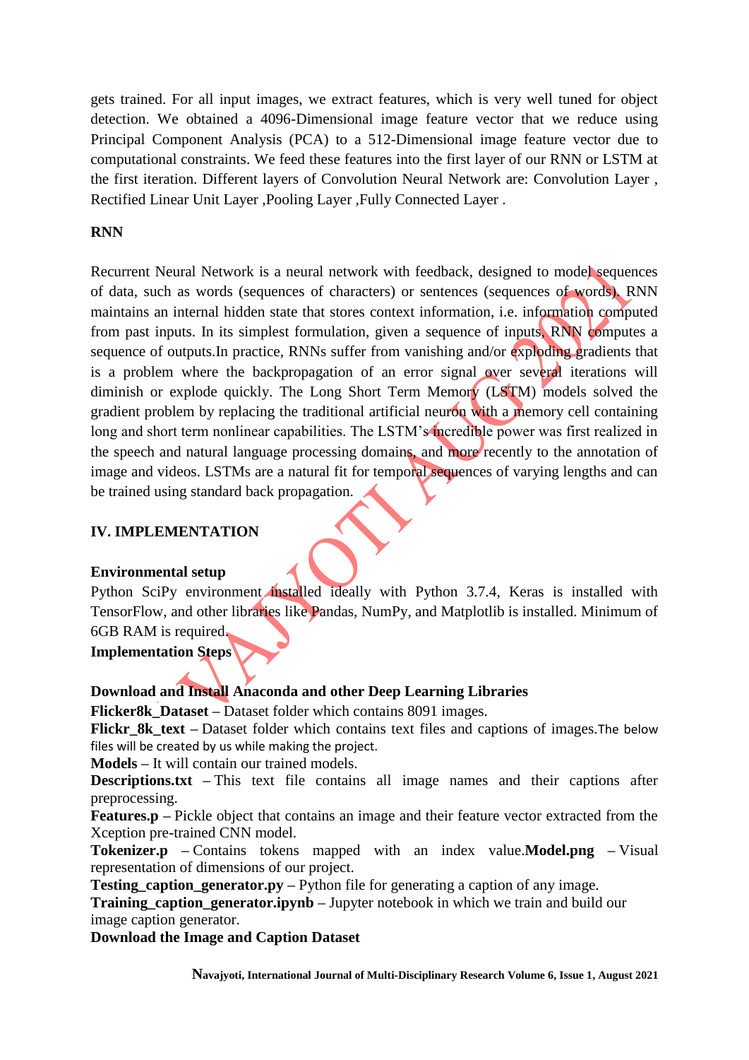gets trained. For all input images, we extract features, which is very well tuned for object detection. We obtained a 4096-Dimensional image feature vector that we reduce using Principal Component Analysis (PCA) to a 512-Dimensional image feature vector due to computational constraints. We feed these features into the first layer of our RNN or LSTM at the first iteration. Different layers of Convolution Neural Network are: Convolution Layer , Rectified Linear Unit Layer ,Pooling Layer ,Fully Connected Layer .

**RNN**

Recurrent Neural Network is a neural network with feedback, designed to model sequences of data, such as words (sequences of characters) or sentences (sequences of words). RNN maintains an internal hidden state that stores context information, i.e. information computed from past inputs. In its simplest formulation, given a sequence of inputs, RNN computes a sequence of outputs.In practice, RNNs suffer from vanishing and/or exploding gradients that is a problem where the backpropagation of an error signal over several iterations will diminish or explode quickly. The Long Short Term Memory (LSTM) models solved the gradient problem by replacing the traditional artificial neuron with a memory cell containing long and short term nonlinear capabilities. The LSTM's incredible power was first realized in the speech and natural language processing domains, and more recently to the annotation of image and videos. LSTMs are a natural fit for temporal sequences of varying lengths and can be trained using standard back propagation.

## IV. IMPLEMENTATION

**Environmental setup**

Python SciPy environment installed ideally with Python 3.7.4, Keras is installed with TensorFlow, and other libraries like Pandas, NumPy, and Matplotlib is installed. Minimum of 6GB RAM is required.

**Implementation Steps**

**Download and Install Anaconda and other Deep Learning Libraries**

**Flicker8k_Dataset** – Dataset folder which contains 8091 images.

**Flickr_8k_text** – Dataset folder which contains text files and captions of images.The below files will be created by us while making the project.

**Models** – It will contain our trained models.

**Descriptions.txt** – This text file contains all image names and their captions after preprocessing.

**Features.p** – Pickle object that contains an image and their feature vector extracted from the Xception pre-trained CNN model.

**Tokenizer.p** – Contains tokens mapped with an index value.**Model.png** – Visual representation of dimensions of our project.

**Testing_caption_generator.py** – Python file for generating a caption of any image.

**Training_caption_generator.ipynb** – Jupyter notebook in which we train and build our image caption generator.

**Download the Image and Caption Dataset**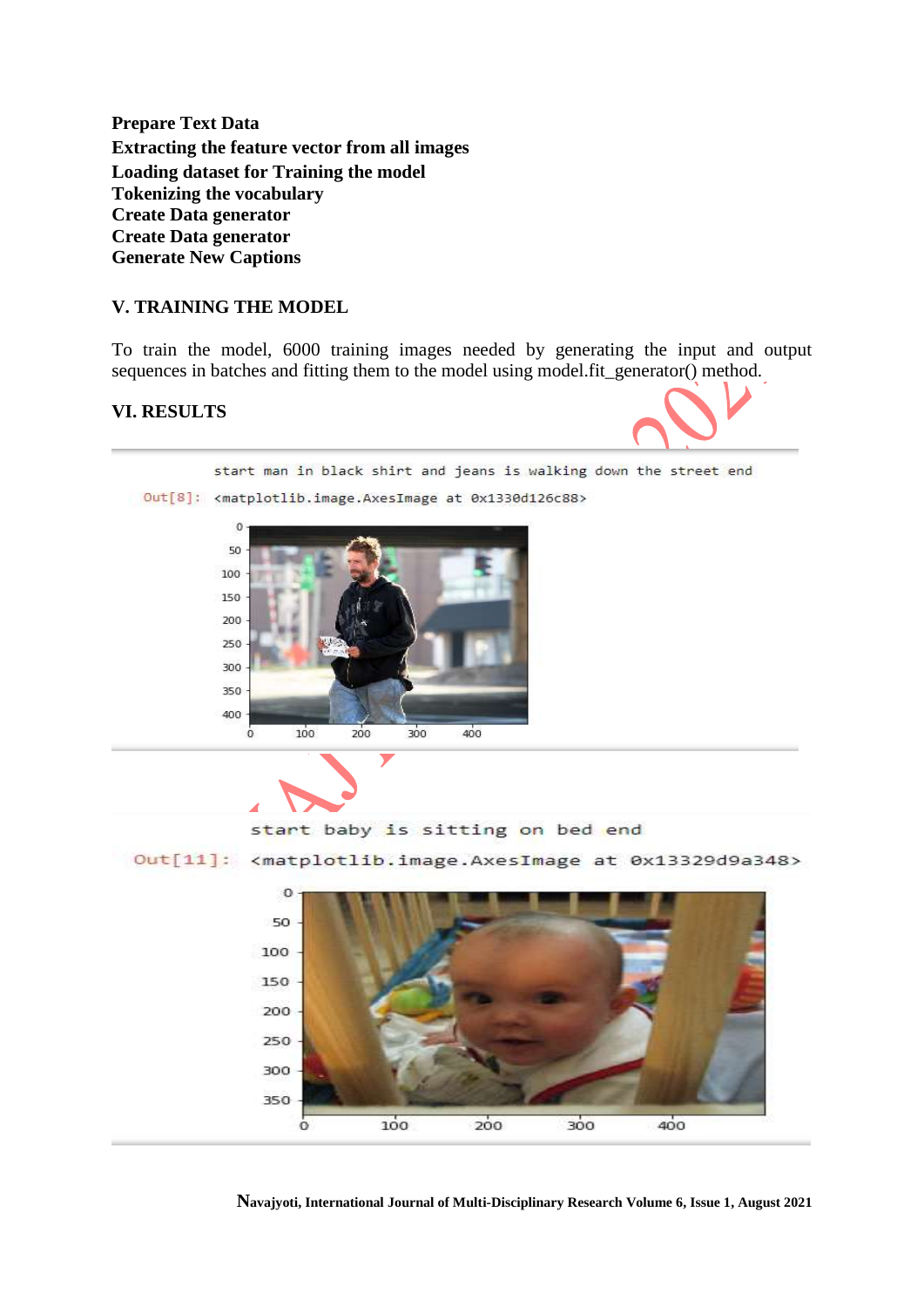**Prepare Text Data**
**Extracting the feature vector from all images**
**Loading dataset for Training the model**
**Tokenizing the vocabulary**
**Create Data generator**
**Create Data generator**
**Generate New Captions**

## V. TRAINING THE MODEL

To train the model, 6000 training images needed by generating the input and output sequences in batches and fitting them to the model using model.fit_generator() method.

## VI. RESULTS

```
start man in black shirt and jeans is walking down the street end
Out[8]: <matplotlib.image.AxesImage at 0x1330d126c88>
```

```
start baby is sitting on bed end
Out[11]: <matplotlib.image.AxesImage at 0x13329d9a348>
```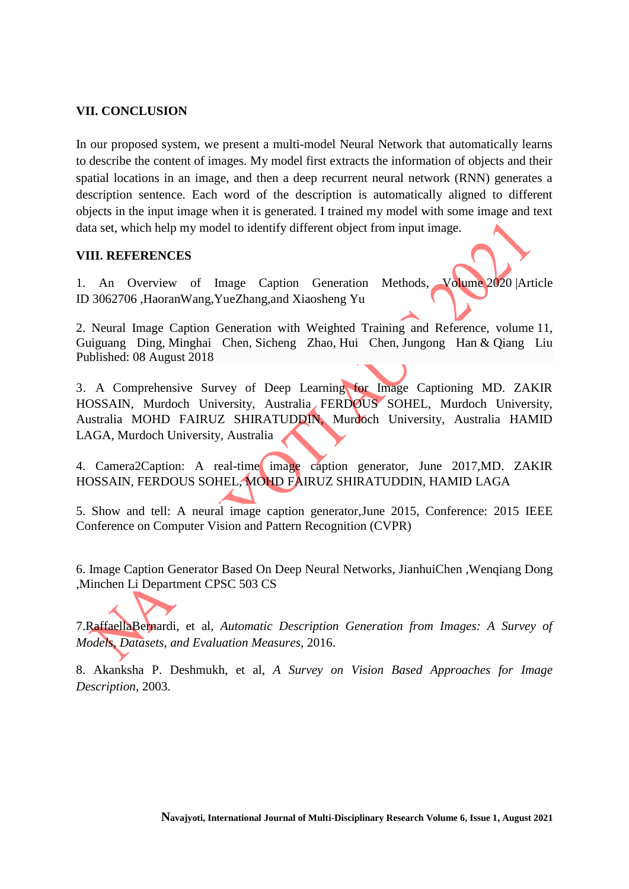## VII. CONCLUSION

In our proposed system, we present a multi-model Neural Network that automatically learns to describe the content of images. My model first extracts the information of objects and their spatial locations in an image, and then a deep recurrent neural network (RNN) generates a description sentence. Each word of the description is automatically aligned to different objects in the input image when it is generated. I trained my model with some image and text data set, which help my model to identify different object from input image.

## VIII. REFERENCES

1. An Overview of Image Caption Generation Methods, Volume 2020 |Article ID 3062706 ,HaoranWang,YueZhang,and Xiaosheng Yu

2. Neural Image Caption Generation with Weighted Training and Reference, volume 11, Guiguang Ding, Minghai Chen, Sicheng Zhao, Hui Chen, Jungong Han & Qiang Liu Published: 08 August 2018

3. A Comprehensive Survey of Deep Learning for Image Captioning MD. ZAKIR HOSSAIN, Murdoch University, Australia FERDOUS SOHEL, Murdoch University, Australia MOHD FAIRUZ SHIRATUDDIN, Murdoch University, Australia HAMID LAGA, Murdoch University, Australia

4. Camera2Caption: A real-time image caption generator, June 2017,MD. ZAKIR HOSSAIN, FERDOUS SOHEL, MOHD FAIRUZ SHIRATUDDIN, HAMID LAGA

5. Show and tell: A neural image caption generator,June 2015, Conference: 2015 IEEE Conference on Computer Vision and Pattern Recognition (CVPR)

6. Image Caption Generator Based On Deep Neural Networks, JianhuiChen ,Wenqiang Dong ,Minchen Li Department CPSC 503 CS

7.RaffaellaBernardi, et al, *Automatic Description Generation from Images: A Survey of Models, Datasets, and Evaluation Measures*, 2016.

8. Akanksha P. Deshmukh, et al, *A Survey on Vision Based Approaches for Image Description*, 2003.